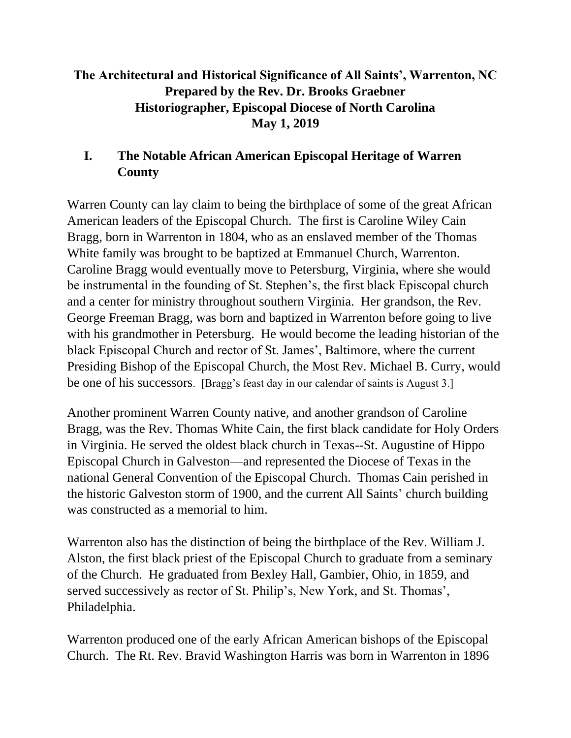**The Architectural and Historical Significance of All Saints', Warrenton, NC**
**Prepared by the Rev. Dr. Brooks Graebner**
**Historiographer, Episcopal Diocese of North Carolina**
**May 1, 2019**

## I. The Notable African American Episcopal Heritage of Warren County

Warren County can lay claim to being the birthplace of some of the great African American leaders of the Episcopal Church. The first is Caroline Wiley Cain Bragg, born in Warrenton in 1804, who as an enslaved member of the Thomas White family was brought to be baptized at Emmanuel Church, Warrenton. Caroline Bragg would eventually move to Petersburg, Virginia, where she would be instrumental in the founding of St. Stephen's, the first black Episcopal church and a center for ministry throughout southern Virginia. Her grandson, the Rev. George Freeman Bragg, was born and baptized in Warrenton before going to live with his grandmother in Petersburg. He would become the leading historian of the black Episcopal Church and rector of St. James', Baltimore, where the current Presiding Bishop of the Episcopal Church, the Most Rev. Michael B. Curry, would be one of his successors. [Bragg's feast day in our calendar of saints is August 3.]

Another prominent Warren County native, and another grandson of Caroline Bragg, was the Rev. Thomas White Cain, the first black candidate for Holy Orders in Virginia. He served the oldest black church in Texas--St. Augustine of Hippo Episcopal Church in Galveston—and represented the Diocese of Texas in the national General Convention of the Episcopal Church. Thomas Cain perished in the historic Galveston storm of 1900, and the current All Saints' church building was constructed as a memorial to him.

Warrenton also has the distinction of being the birthplace of the Rev. William J. Alston, the first black priest of the Episcopal Church to graduate from a seminary of the Church. He graduated from Bexley Hall, Gambier, Ohio, in 1859, and served successively as rector of St. Philip's, New York, and St. Thomas', Philadelphia.

Warrenton produced one of the early African American bishops of the Episcopal Church. The Rt. Rev. Bravid Washington Harris was born in Warrenton in 1896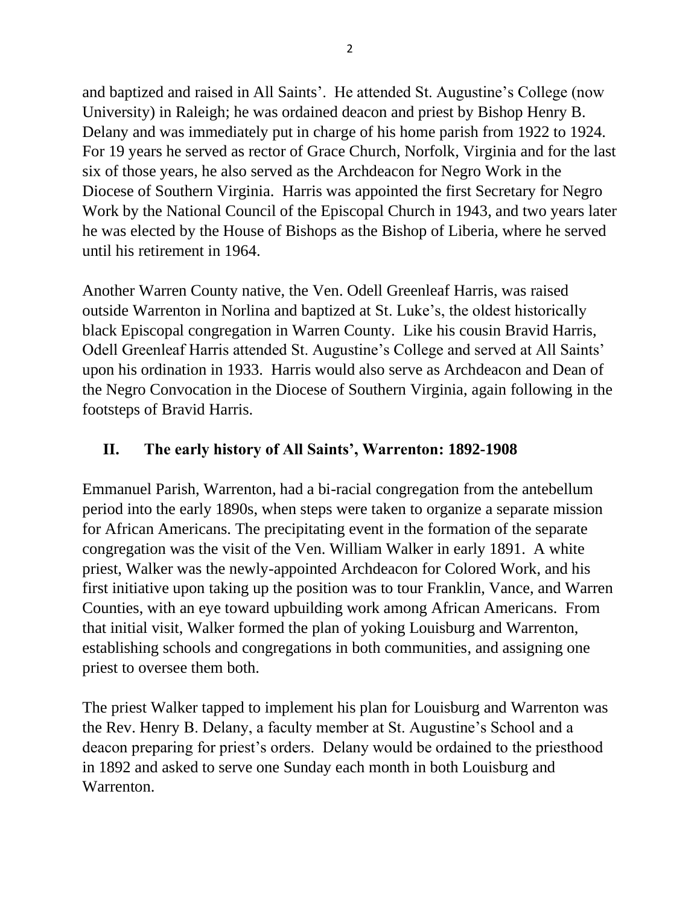and baptized and raised in All Saints'. He attended St. Augustine's College (now University) in Raleigh; he was ordained deacon and priest by Bishop Henry B. Delany and was immediately put in charge of his home parish from 1922 to 1924. For 19 years he served as rector of Grace Church, Norfolk, Virginia and for the last six of those years, he also served as the Archdeacon for Negro Work in the Diocese of Southern Virginia. Harris was appointed the first Secretary for Negro Work by the National Council of the Episcopal Church in 1943, and two years later he was elected by the House of Bishops as the Bishop of Liberia, where he served until his retirement in 1964.

Another Warren County native, the Ven. Odell Greenleaf Harris, was raised outside Warrenton in Norlina and baptized at St. Luke's, the oldest historically black Episcopal congregation in Warren County. Like his cousin Bravid Harris, Odell Greenleaf Harris attended St. Augustine's College and served at All Saints' upon his ordination in 1933. Harris would also serve as Archdeacon and Dean of the Negro Convocation in the Diocese of Southern Virginia, again following in the footsteps of Bravid Harris.

## II. The early history of All Saints', Warrenton: 1892-1908

Emmanuel Parish, Warrenton, had a bi-racial congregation from the antebellum period into the early 1890s, when steps were taken to organize a separate mission for African Americans. The precipitating event in the formation of the separate congregation was the visit of the Ven. William Walker in early 1891. A white priest, Walker was the newly-appointed Archdeacon for Colored Work, and his first initiative upon taking up the position was to tour Franklin, Vance, and Warren Counties, with an eye toward upbuilding work among African Americans. From that initial visit, Walker formed the plan of yoking Louisburg and Warrenton, establishing schools and congregations in both communities, and assigning one priest to oversee them both.

The priest Walker tapped to implement his plan for Louisburg and Warrenton was the Rev. Henry B. Delany, a faculty member at St. Augustine's School and a deacon preparing for priest's orders. Delany would be ordained to the priesthood in 1892 and asked to serve one Sunday each month in both Louisburg and Warrenton.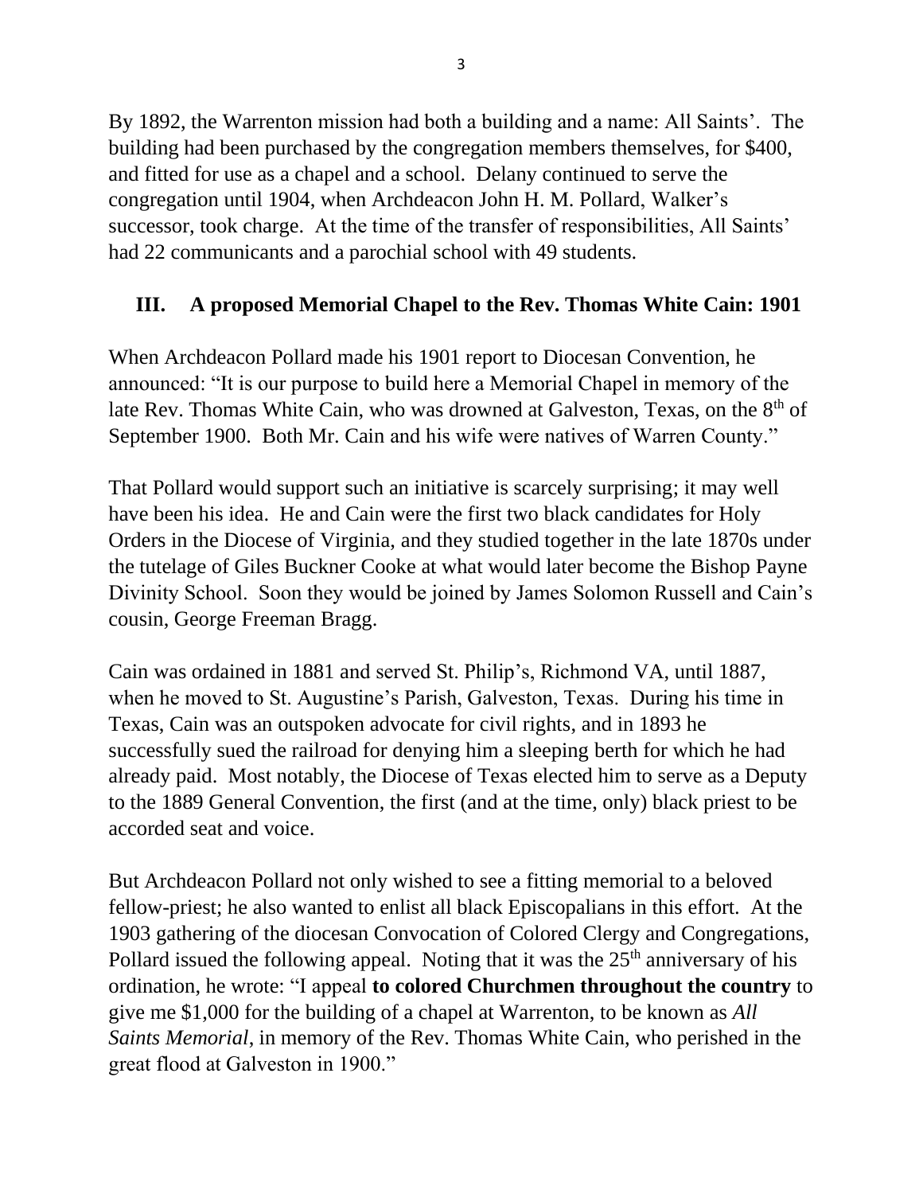By 1892, the Warrenton mission had both a building and a name: All Saints'. The building had been purchased by the congregation members themselves, for $400, and fitted for use as a chapel and a school. Delany continued to serve the congregation until 1904, when Archdeacon John H. M. Pollard, Walker's successor, took charge. At the time of the transfer of responsibilities, All Saints' had 22 communicants and a parochial school with 49 students.

## III. A proposed Memorial Chapel to the Rev. Thomas White Cain: 1901

When Archdeacon Pollard made his 1901 report to Diocesan Convention, he announced: "It is our purpose to build here a Memorial Chapel in memory of the late Rev. Thomas White Cain, who was drowned at Galveston, Texas, on the 8th of September 1900. Both Mr. Cain and his wife were natives of Warren County."

That Pollard would support such an initiative is scarcely surprising; it may well have been his idea. He and Cain were the first two black candidates for Holy Orders in the Diocese of Virginia, and they studied together in the late 1870s under the tutelage of Giles Buckner Cooke at what would later become the Bishop Payne Divinity School. Soon they would be joined by James Solomon Russell and Cain's cousin, George Freeman Bragg.

Cain was ordained in 1881 and served St. Philip's, Richmond VA, until 1887, when he moved to St. Augustine's Parish, Galveston, Texas. During his time in Texas, Cain was an outspoken advocate for civil rights, and in 1893 he successfully sued the railroad for denying him a sleeping berth for which he had already paid. Most notably, the Diocese of Texas elected him to serve as a Deputy to the 1889 General Convention, the first (and at the time, only) black priest to be accorded seat and voice.

But Archdeacon Pollard not only wished to see a fitting memorial to a beloved fellow-priest; he also wanted to enlist all black Episcopalians in this effort. At the 1903 gathering of the diocesan Convocation of Colored Clergy and Congregations, Pollard issued the following appeal. Noting that it was the 25th anniversary of his ordination, he wrote: "I appeal **to colored Churchmen throughout the country** to give me $1,000 for the building of a chapel at Warrenton, to be known as *All Saints Memorial*, in memory of the Rev. Thomas White Cain, who perished in the great flood at Galveston in 1900."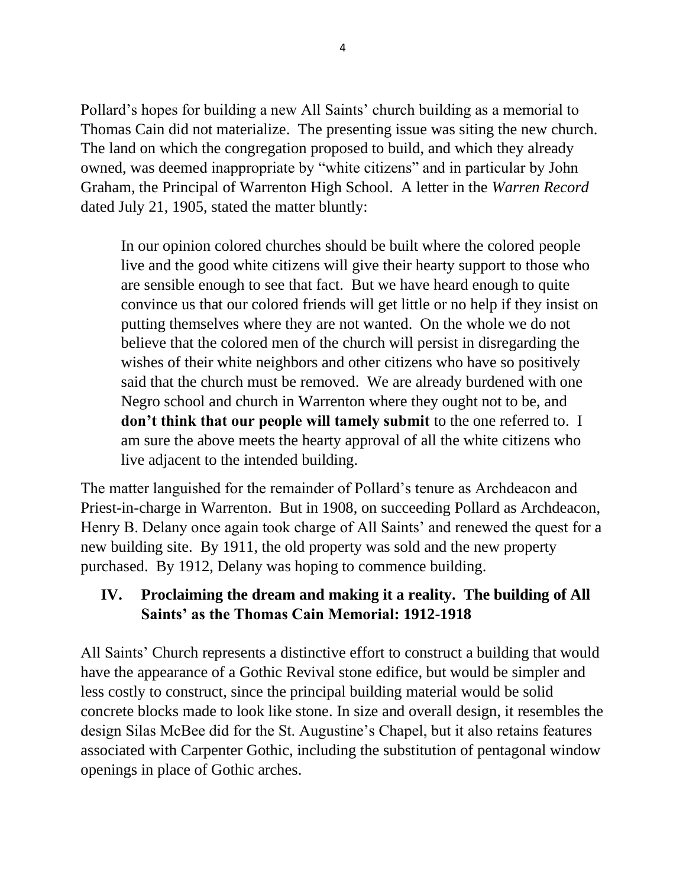Pollard's hopes for building a new All Saints' church building as a memorial to Thomas Cain did not materialize. The presenting issue was siting the new church. The land on which the congregation proposed to build, and which they already owned, was deemed inappropriate by "white citizens" and in particular by John Graham, the Principal of Warrenton High School. A letter in the *Warren Record* dated July 21, 1905, stated the matter bluntly:

> In our opinion colored churches should be built where the colored people live and the good white citizens will give their hearty support to those who are sensible enough to see that fact. But we have heard enough to quite convince us that our colored friends will get little or no help if they insist on putting themselves where they are not wanted. On the whole we do not believe that the colored men of the church will persist in disregarding the wishes of their white neighbors and other citizens who have so positively said that the church must be removed. We are already burdened with one Negro school and church in Warrenton where they ought not to be, and **don't think that our people will tamely submit** to the one referred to. I am sure the above meets the hearty approval of all the white citizens who live adjacent to the intended building.

The matter languished for the remainder of Pollard's tenure as Archdeacon and Priest-in-charge in Warrenton. But in 1908, on succeeding Pollard as Archdeacon, Henry B. Delany once again took charge of All Saints' and renewed the quest for a new building site. By 1911, the old property was sold and the new property purchased. By 1912, Delany was hoping to commence building.

## IV. Proclaiming the dream and making it a reality. The building of All Saints' as the Thomas Cain Memorial: 1912-1918

All Saints' Church represents a distinctive effort to construct a building that would have the appearance of a Gothic Revival stone edifice, but would be simpler and less costly to construct, since the principal building material would be solid concrete blocks made to look like stone. In size and overall design, it resembles the design Silas McBee did for the St. Augustine's Chapel, but it also retains features associated with Carpenter Gothic, including the substitution of pentagonal window openings in place of Gothic arches.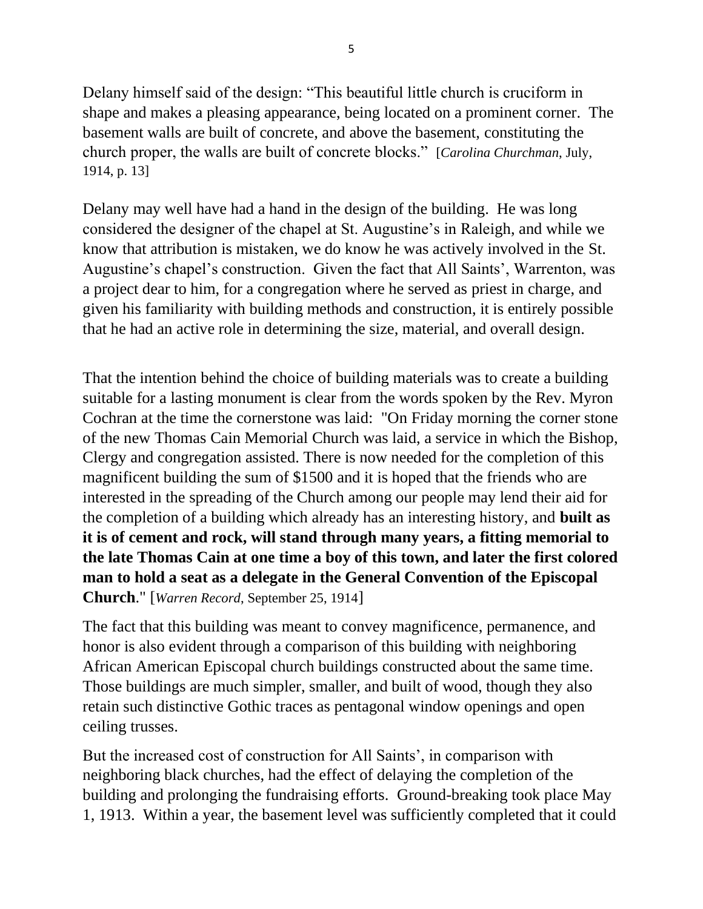Delany himself said of the design: “This beautiful little church is cruciform in shape and makes a pleasing appearance, being located on a prominent corner. The basement walls are built of concrete, and above the basement, constituting the church proper, the walls are built of concrete blocks.” [*Carolina Churchman*, July, 1914, p. 13]

Delany may well have had a hand in the design of the building. He was long considered the designer of the chapel at St. Augustine’s in Raleigh, and while we know that attribution is mistaken, we do know he was actively involved in the St. Augustine’s chapel’s construction. Given the fact that All Saints’, Warrenton, was a project dear to him, for a congregation where he served as priest in charge, and given his familiarity with building methods and construction, it is entirely possible that he had an active role in determining the size, material, and overall design.

That the intention behind the choice of building materials was to create a building suitable for a lasting monument is clear from the words spoken by the Rev. Myron Cochran at the time the cornerstone was laid: "On Friday morning the corner stone of the new Thomas Cain Memorial Church was laid, a service in which the Bishop, Clergy and congregation assisted. There is now needed for the completion of this magnificent building the sum of $1500 and it is hoped that the friends who are interested in the spreading of the Church among our people may lend their aid for the completion of a building which already has an interesting history, and **built as it is of cement and rock, will stand through many years, a fitting memorial to the late Thomas Cain at one time a boy of this town, and later the first colored man to hold a seat as a delegate in the General Convention of the Episcopal Church**." [*Warren Record*, September 25, 1914]

The fact that this building was meant to convey magnificence, permanence, and honor is also evident through a comparison of this building with neighboring African American Episcopal church buildings constructed about the same time. Those buildings are much simpler, smaller, and built of wood, though they also retain such distinctive Gothic traces as pentagonal window openings and open ceiling trusses.

But the increased cost of construction for All Saints’, in comparison with neighboring black churches, had the effect of delaying the completion of the building and prolonging the fundraising efforts. Ground-breaking took place May 1, 1913. Within a year, the basement level was sufficiently completed that it could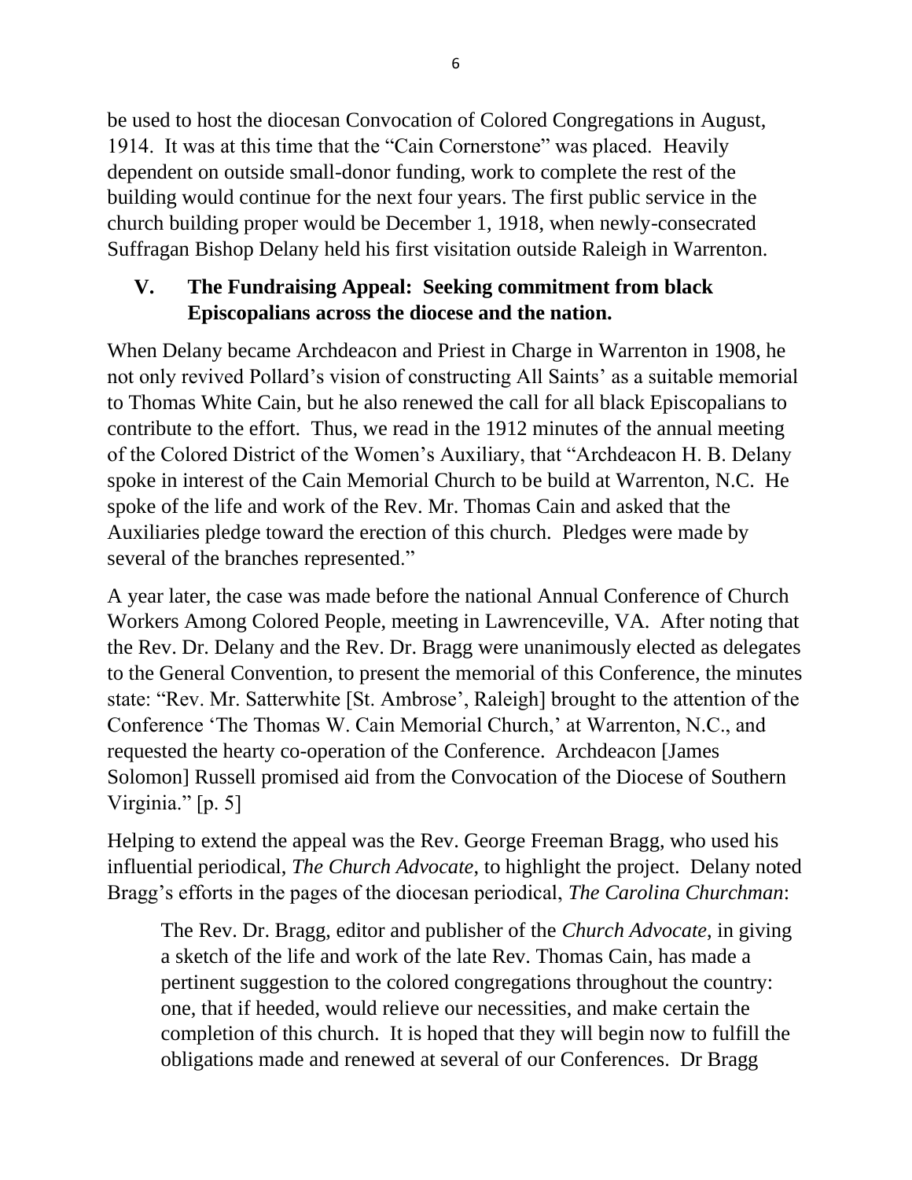be used to host the diocesan Convocation of Colored Congregations in August, 1914. It was at this time that the "Cain Cornerstone" was placed. Heavily dependent on outside small-donor funding, work to complete the rest of the building would continue for the next four years. The first public service in the church building proper would be December 1, 1918, when newly-consecrated Suffragan Bishop Delany held his first visitation outside Raleigh in Warrenton.

## V. The Fundraising Appeal: Seeking commitment from black Episcopalians across the diocese and the nation.

When Delany became Archdeacon and Priest in Charge in Warrenton in 1908, he not only revived Pollard's vision of constructing All Saints' as a suitable memorial to Thomas White Cain, but he also renewed the call for all black Episcopalians to contribute to the effort. Thus, we read in the 1912 minutes of the annual meeting of the Colored District of the Women's Auxiliary, that "Archdeacon H. B. Delany spoke in interest of the Cain Memorial Church to be build at Warrenton, N.C. He spoke of the life and work of the Rev. Mr. Thomas Cain and asked that the Auxiliaries pledge toward the erection of this church. Pledges were made by several of the branches represented."

A year later, the case was made before the national Annual Conference of Church Workers Among Colored People, meeting in Lawrenceville, VA. After noting that the Rev. Dr. Delany and the Rev. Dr. Bragg were unanimously elected as delegates to the General Convention, to present the memorial of this Conference, the minutes state: "Rev. Mr. Satterwhite [St. Ambrose', Raleigh] brought to the attention of the Conference 'The Thomas W. Cain Memorial Church,' at Warrenton, N.C., and requested the hearty co-operation of the Conference. Archdeacon [James Solomon] Russell promised aid from the Convocation of the Diocese of Southern Virginia." [p. 5]

Helping to extend the appeal was the Rev. George Freeman Bragg, who used his influential periodical, *The Church Advocate*, to highlight the project. Delany noted Bragg's efforts in the pages of the diocesan periodical, *The Carolina Churchman*:

> The Rev. Dr. Bragg, editor and publisher of the *Church Advocate*, in giving a sketch of the life and work of the late Rev. Thomas Cain, has made a pertinent suggestion to the colored congregations throughout the country: one, that if heeded, would relieve our necessities, and make certain the completion of this church. It is hoped that they will begin now to fulfill the obligations made and renewed at several of our Conferences. Dr Bragg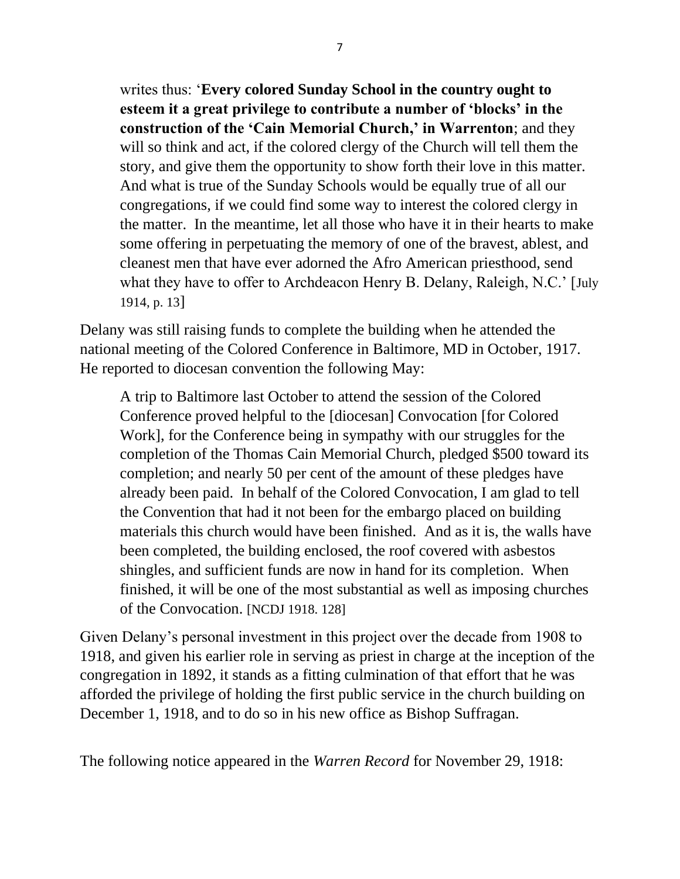> writes thus: '**Every colored Sunday School in the country ought to esteem it a great privilege to contribute a number of 'blocks' in the construction of the 'Cain Memorial Church,' in Warrenton**; and they will so think and act, if the colored clergy of the Church will tell them the story, and give them the opportunity to show forth their love in this matter. And what is true of the Sunday Schools would be equally true of all our congregations, if we could find some way to interest the colored clergy in the matter. In the meantime, let all those who have it in their hearts to make some offering in perpetuating the memory of one of the bravest, ablest, and cleanest men that have ever adorned the Afro American priesthood, send what they have to offer to Archdeacon Henry B. Delany, Raleigh, N.C.' [July 1914, p. 13]

Delany was still raising funds to complete the building when he attended the national meeting of the Colored Conference in Baltimore, MD in October, 1917. He reported to diocesan convention the following May:

> A trip to Baltimore last October to attend the session of the Colored Conference proved helpful to the [diocesan] Convocation [for Colored Work], for the Conference being in sympathy with our struggles for the completion of the Thomas Cain Memorial Church, pledged $500 toward its completion; and nearly 50 per cent of the amount of these pledges have already been paid. In behalf of the Colored Convocation, I am glad to tell the Convention that had it not been for the embargo placed on building materials this church would have been finished. And as it is, the walls have been completed, the building enclosed, the roof covered with asbestos shingles, and sufficient funds are now in hand for its completion. When finished, it will be one of the most substantial as well as imposing churches of the Convocation. [NCDJ 1918. 128]

Given Delany's personal investment in this project over the decade from 1908 to 1918, and given his earlier role in serving as priest in charge at the inception of the congregation in 1892, it stands as a fitting culmination of that effort that he was afforded the privilege of holding the first public service in the church building on December 1, 1918, and to do so in his new office as Bishop Suffragan.

The following notice appeared in the *Warren Record* for November 29, 1918: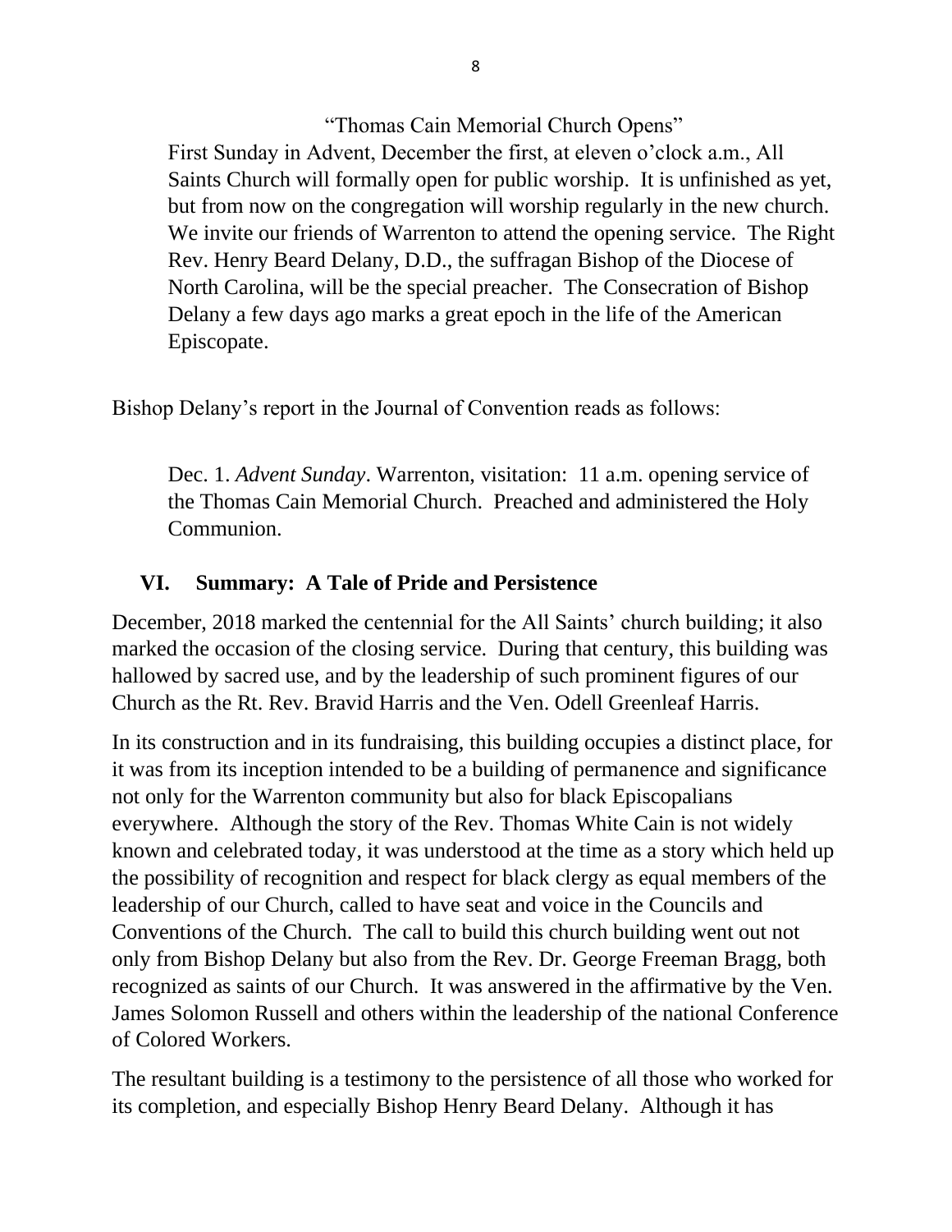"Thomas Cain Memorial Church Opens"

> First Sunday in Advent, December the first, at eleven o'clock a.m., All Saints Church will formally open for public worship. It is unfinished as yet, but from now on the congregation will worship regularly in the new church. We invite our friends of Warrenton to attend the opening service. The Right Rev. Henry Beard Delany, D.D., the suffragan Bishop of the Diocese of North Carolina, will be the special preacher. The Consecration of Bishop Delany a few days ago marks a great epoch in the life of the American Episcopate.

Bishop Delany's report in the Journal of Convention reads as follows:

> Dec. 1. *Advent Sunday*. Warrenton, visitation: 11 a.m. opening service of the Thomas Cain Memorial Church. Preached and administered the Holy Communion.

## VI. Summary: A Tale of Pride and Persistence

December, 2018 marked the centennial for the All Saints' church building; it also marked the occasion of the closing service. During that century, this building was hallowed by sacred use, and by the leadership of such prominent figures of our Church as the Rt. Rev. Bravid Harris and the Ven. Odell Greenleaf Harris.

In its construction and in its fundraising, this building occupies a distinct place, for it was from its inception intended to be a building of permanence and significance not only for the Warrenton community but also for black Episcopalians everywhere. Although the story of the Rev. Thomas White Cain is not widely known and celebrated today, it was understood at the time as a story which held up the possibility of recognition and respect for black clergy as equal members of the leadership of our Church, called to have seat and voice in the Councils and Conventions of the Church. The call to build this church building went out not only from Bishop Delany but also from the Rev. Dr. George Freeman Bragg, both recognized as saints of our Church. It was answered in the affirmative by the Ven. James Solomon Russell and others within the leadership of the national Conference of Colored Workers.

The resultant building is a testimony to the persistence of all those who worked for its completion, and especially Bishop Henry Beard Delany. Although it has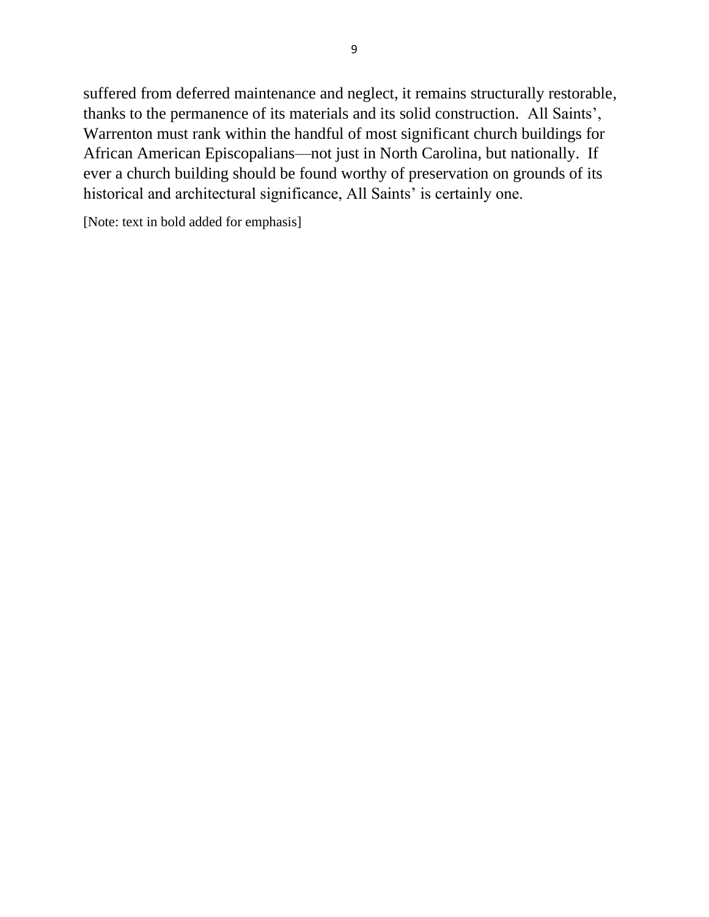suffered from deferred maintenance and neglect, it remains structurally restorable, thanks to the permanence of its materials and its solid construction. All Saints', Warrenton must rank within the handful of most significant church buildings for African American Episcopalians—not just in North Carolina, but nationally. If ever a church building should be found worthy of preservation on grounds of its historical and architectural significance, All Saints' is certainly one.

[Note: text in bold added for emphasis]